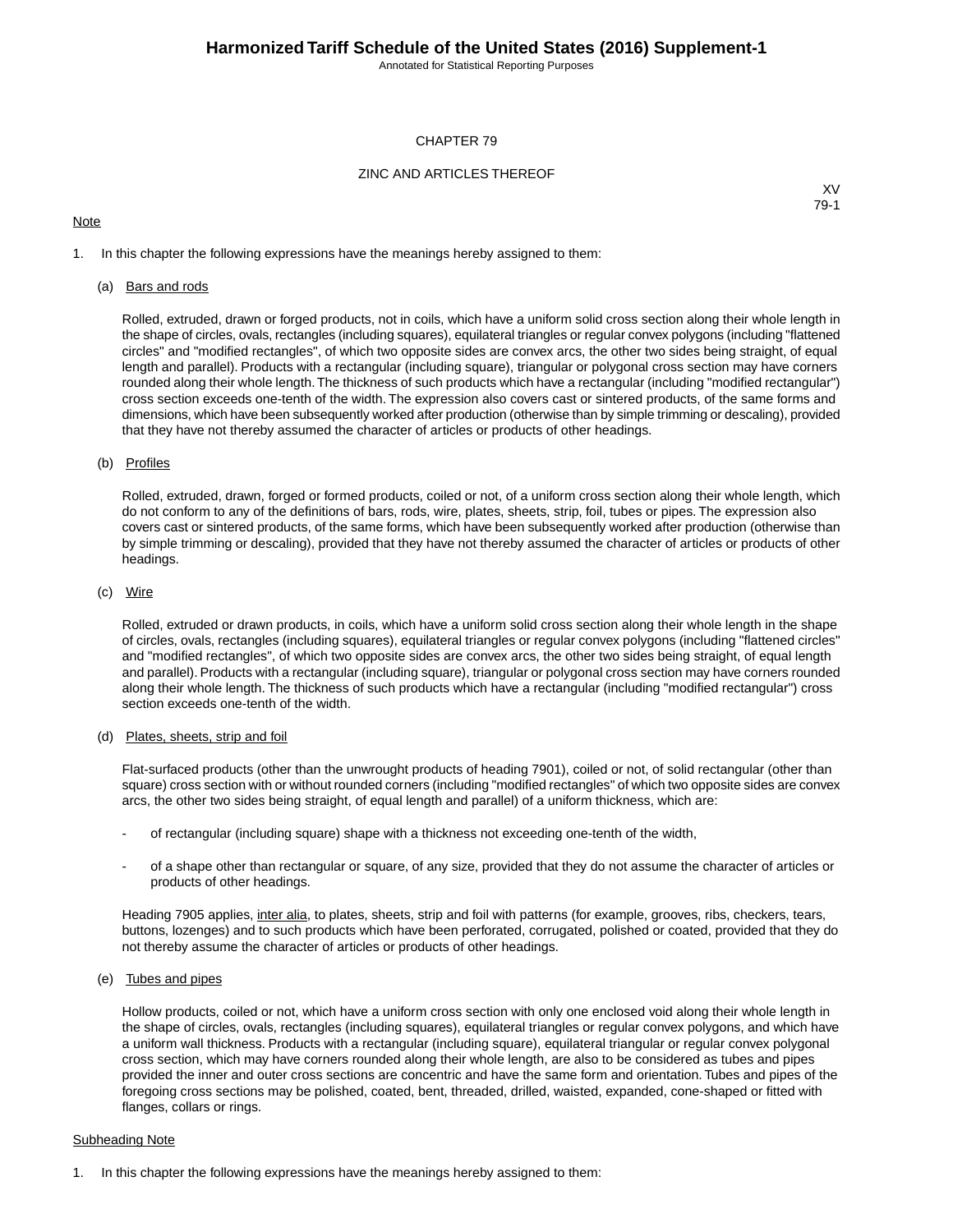# CHAPTER 79

## ZINC AND ARTICLES THEREOF

XV
79-1

Note

1. In this chapter the following expressions have the meanings hereby assigned to them:

   (a) Bars and rods

   Rolled, extruded, drawn or forged products, not in coils, which have a uniform solid cross section along their whole length in the shape of circles, ovals, rectangles (including squares), equilateral triangles or regular convex polygons (including "flattened circles" and "modified rectangles", of which two opposite sides are convex arcs, the other two sides being straight, of equal length and parallel). Products with a rectangular (including square), triangular or polygonal cross section may have corners rounded along their whole length. The thickness of such products which have a rectangular (including "modified rectangular") cross section exceeds one-tenth of the width. The expression also covers cast or sintered products, of the same forms and dimensions, which have been subsequently worked after production (otherwise than by simple trimming or descaling), provided that they have not thereby assumed the character of articles or products of other headings.

   (b) Profiles

   Rolled, extruded, drawn, forged or formed products, coiled or not, of a uniform cross section along their whole length, which do not conform to any of the definitions of bars, rods, wire, plates, sheets, strip, foil, tubes or pipes. The expression also covers cast or sintered products, of the same forms, which have been subsequently worked after production (otherwise than by simple trimming or descaling), provided that they have not thereby assumed the character of articles or products of other headings.

   (c) Wire

   Rolled, extruded or drawn products, in coils, which have a uniform solid cross section along their whole length in the shape of circles, ovals, rectangles (including squares), equilateral triangles or regular convex polygons (including "flattened circles" and "modified rectangles", of which two opposite sides are convex arcs, the other two sides being straight, of equal length and parallel). Products with a rectangular (including square), triangular or polygonal cross section may have corners rounded along their whole length. The thickness of such products which have a rectangular (including "modified rectangular") cross section exceeds one-tenth of the width.

   (d) Plates, sheets, strip and foil

   Flat-surfaced products (other than the unwrought products of heading 7901), coiled or not, of solid rectangular (other than square) cross section with or without rounded corners (including "modified rectangles" of which two opposite sides are convex arcs, the other two sides being straight, of equal length and parallel) of a uniform thickness, which are:

   - of rectangular (including square) shape with a thickness not exceeding one-tenth of the width,
   - of a shape other than rectangular or square, of any size, provided that they do not assume the character of articles or products of other headings.

   Heading 7905 applies, inter alia, to plates, sheets, strip and foil with patterns (for example, grooves, ribs, checkers, tears, buttons, lozenges) and to such products which have been perforated, corrugated, polished or coated, provided that they do not thereby assume the character of articles or products of other headings.

   (e) Tubes and pipes

   Hollow products, coiled or not, which have a uniform cross section with only one enclosed void along their whole length in the shape of circles, ovals, rectangles (including squares), equilateral triangles or regular convex polygons, and which have a uniform wall thickness. Products with a rectangular (including square), equilateral triangular or regular convex polygonal cross section, which may have corners rounded along their whole length, are also to be considered as tubes and pipes provided the inner and outer cross sections are concentric and have the same form and orientation. Tubes and pipes of the foregoing cross sections may be polished, coated, bent, threaded, drilled, waisted, expanded, cone-shaped or fitted with flanges, collars or rings.

Subheading Note

1. In this chapter the following expressions have the meanings hereby assigned to them: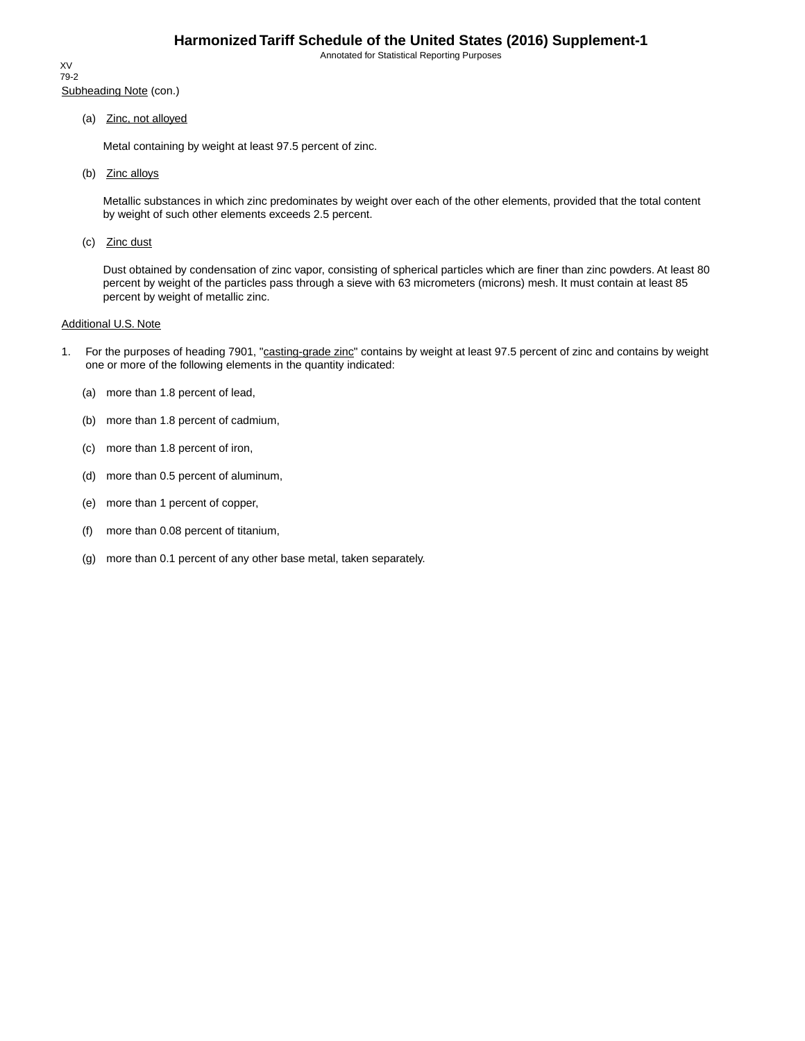Subheading Note (con.)

(a) Zinc, not alloyed

Metal containing by weight at least 97.5 percent of zinc.

(b) Zinc alloys

Metallic substances in which zinc predominates by weight over each of the other elements, provided that the total content by weight of such other elements exceeds 2.5 percent.

(c) Zinc dust

Dust obtained by condensation of zinc vapor, consisting of spherical particles which are finer than zinc powders. At least 80 percent by weight of the particles pass through a sieve with 63 micrometers (microns) mesh. It must contain at least 85 percent by weight of metallic zinc.

Additional U.S. Note

1. For the purposes of heading 7901, "casting-grade zinc" contains by weight at least 97.5 percent of zinc and contains by weight one or more of the following elements in the quantity indicated:

   (a) more than 1.8 percent of lead,

   (b) more than 1.8 percent of cadmium,

   (c) more than 1.8 percent of iron,

   (d) more than 0.5 percent of aluminum,

   (e) more than 1 percent of copper,

   (f) more than 0.08 percent of titanium,

   (g) more than 0.1 percent of any other base metal, taken separately.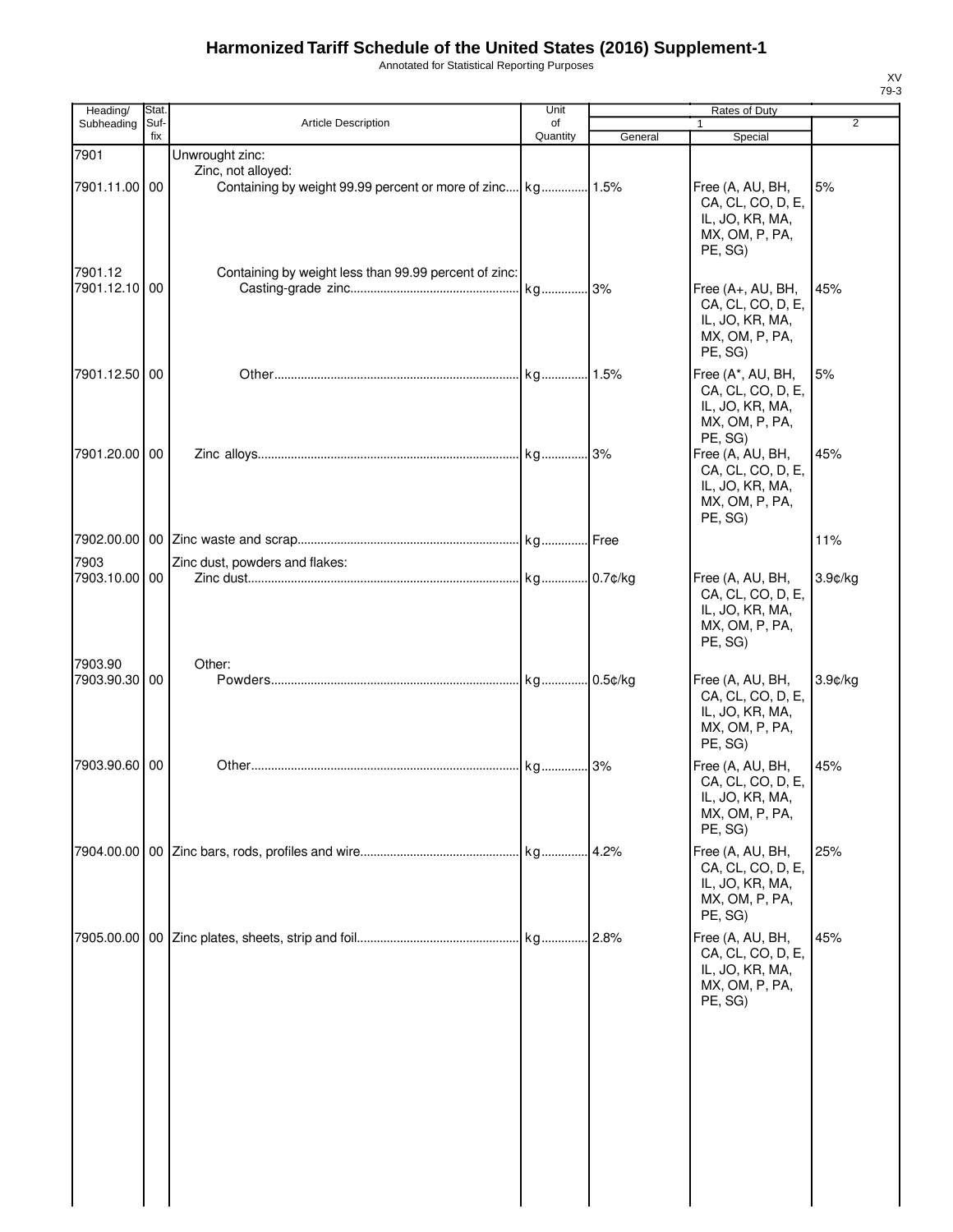# Harmonized Tariff Schedule of the United States (2016) Supplement-1

Annotated for Statistical Reporting Purposes

XV
79-3

| Heading/ Subheading | Stat. Suf-fix | Article Description | Unit of Quantity | Rates of Duty | | |
|---|---|---|---|---|---|---|
| | | | | 1 | | 2 |
| | | | | General | Special | |
| 7901 | | Unwrought zinc: | | | | |
| | | Zinc, not alloyed: | | | | |
| 7901.11.00 | 00 | Containing by weight 99.99 percent or more of zinc | kg | 1.5% | Free (A, AU, BH, CA, CL, CO, D, E, IL, JO, KR, MA, MX, OM, P, PA, PE, SG) | 5% |
| 7901.12 | | Containing by weight less than 99.99 percent of zinc: | | | | |
| 7901.12.10 | 00 | Casting-grade zinc | kg | 3% | Free (A+, AU, BH, CA, CL, CO, D, E, IL, JO, KR, MA, MX, OM, P, PA, PE, SG) | 45% |
| 7901.12.50 | 00 | Other | kg | 1.5% | Free (A*, AU, BH, CA, CL, CO, D, E, IL, JO, KR, MA, MX, OM, P, PA, PE, SG) | 5% |
| 7901.20.00 | 00 | Zinc alloys | kg | 3% | Free (A, AU, BH, CA, CL, CO, D, E, IL, JO, KR, MA, MX, OM, P, PA, PE, SG) | 45% |
| 7902.00.00 | 00 | Zinc waste and scrap | kg | Free | | 11% |
| 7903 | | Zinc dust, powders and flakes: | | | | |
| 7903.10.00 | 00 | Zinc dust | kg | 0.7¢/kg | Free (A, AU, BH, CA, CL, CO, D, E, IL, JO, KR, MA, MX, OM, P, PA, PE, SG) | 3.9¢/kg |
| 7903.90 | | Other: | | | | |
| 7903.90.30 | 00 | Powders | kg | 0.5¢/kg | Free (A, AU, BH, CA, CL, CO, D, E, IL, JO, KR, MA, MX, OM, P, PA, PE, SG) | 3.9¢/kg |
| 7903.90.60 | 00 | Other | kg | 3% | Free (A, AU, BH, CA, CL, CO, D, E, IL, JO, KR, MA, MX, OM, P, PA, PE, SG) | 45% |
| 7904.00.00 | 00 | Zinc bars, rods, profiles and wire | kg | 4.2% | Free (A, AU, BH, CA, CL, CO, D, E, IL, JO, KR, MA, MX, OM, P, PA, PE, SG) | 25% |
| 7905.00.00 | 00 | Zinc plates, sheets, strip and foil | kg | 2.8% | Free (A, AU, BH, CA, CL, CO, D, E, IL, JO, KR, MA, MX, OM, P, PA, PE, SG) | 45% |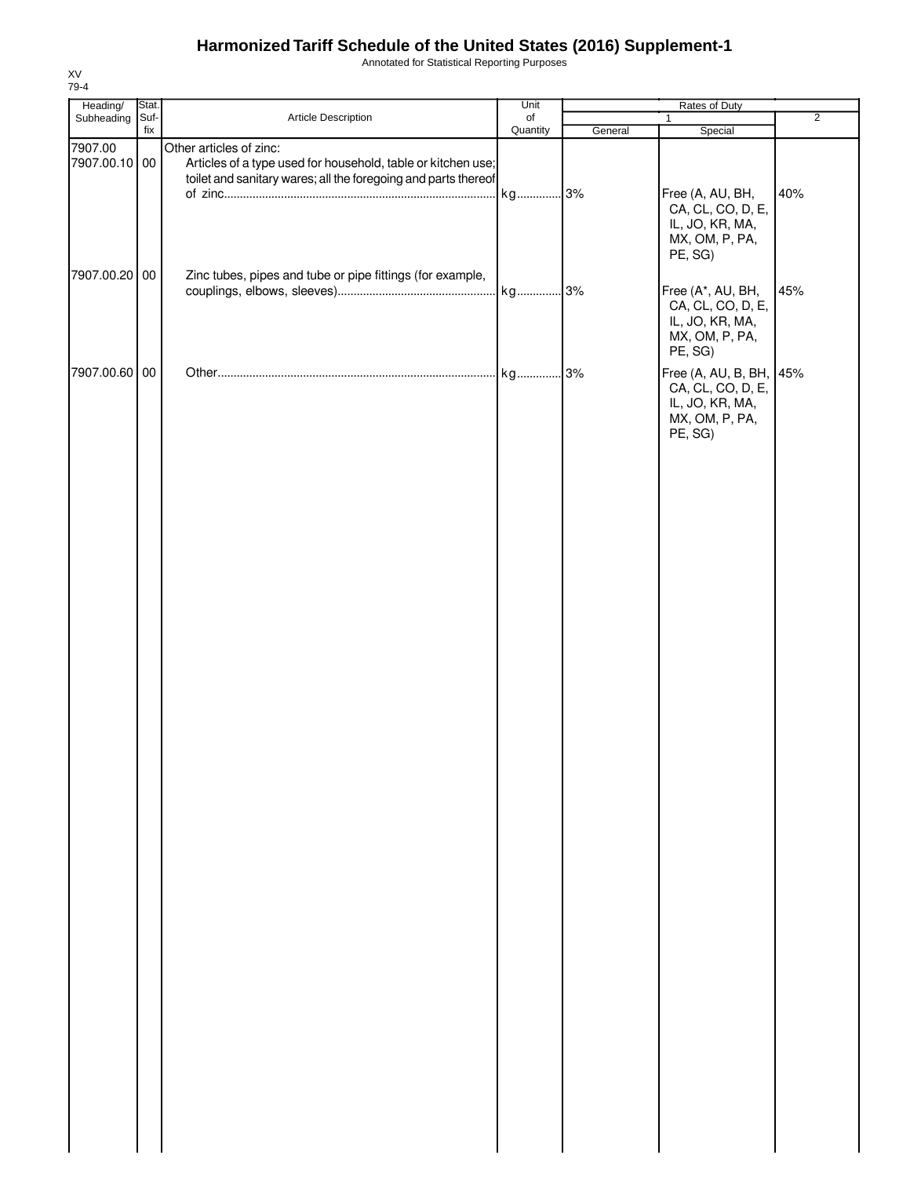# Harmonized Tariff Schedule of the United States (2016) Supplement-1

Annotated for Statistical Reporting Purposes

XV
79-4

| Heading/ Subheading | Stat. Suf- fix | Article Description | Unit of Quantity | Rates of Duty 1 General | Rates of Duty 1 Special | Rates of Duty 2 |
|---|---|---|---|---|---|---|
| 7907.00 | | Other articles of zinc: | | | | |
| 7907.00.10 | 00 | Articles of a type used for household, table or kitchen use; toilet and sanitary wares; all the foregoing and parts thereof of zinc | kg | 3% | Free (A, AU, BH, CA, CL, CO, D, E, IL, JO, KR, MA, MX, OM, P, PA, PE, SG) | 40% |
| 7907.00.20 | 00 | Zinc tubes, pipes and tube or pipe fittings (for example, couplings, elbows, sleeves) | kg | 3% | Free (A*, AU, BH, CA, CL, CO, D, E, IL, JO, KR, MA, MX, OM, P, PA, PE, SG) | 45% |
| 7907.00.60 | 00 | Other | kg | 3% | Free (A, AU, B, BH, CA, CL, CO, D, E, IL, JO, KR, MA, MX, OM, P, PA, PE, SG) | 45% |